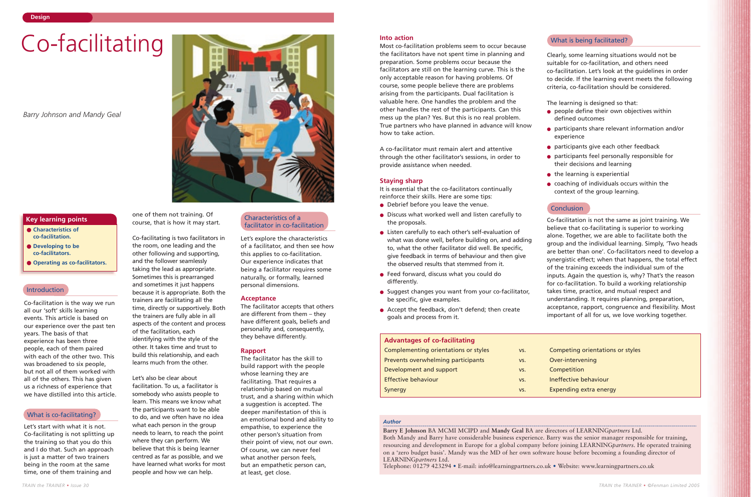Design

# Co-facilitating

*Barry Johnson and Mandy Geal*

**Key learning points**

- Characteristics of co-facilitation.
- Developing to be co-facilitators.
- Operating as co-facilitators.

## Introduction

Co-facilitation is the way we run all our 'soft' skills learning events. This article is based on our experience over the past ten years. The basis of that experience has been three people, each of them paired with each of the other two. This was broadened to six people, but not all of them worked with all of the others. This has given us a richness of experience that we have distilled into this article.

## What is co-facilitating?

Let's start with what it is not. Co-facilitating is not splitting up the training so that you do this and I do that. Such an approach is just a matter of two trainers being in the room at the same time, one of them training and one of them not training. Of course, that is how it may start.

Co-facilitating is two facilitators in the room, one leading and the other following and supporting, and the follower seamlessly taking the lead as appropriate. Sometimes this is prearranged and sometimes it just happens because it is appropriate. Both the trainers are facilitating all the time, directly or supportively. Both the trainers are fully able in all aspects of the content and process of the facilitation, each identifying with the style of the other. It takes time and trust to build this relationship, and each learns much from the other.

Let's also be clear about facilitation. To us, a facilitator is somebody who assists people to learn. This means we know what the participants want to be able to do, and we often have no idea what each person in the group needs to learn, to reach the point where they can perform. We believe that this is being learner centred as far as possible, and we have learned what works for most people and how we can help.

## Characteristics of a facilitator in co-facilitation

Let's explore the characteristics of a facilitator, and then see how this applies to co-facilitation. Our experience indicates that being a facilitator requires some naturally, or formally, learned personal dimensions.

### Acceptance

The facilitator accepts that others are different from them – they have different goals, beliefs and personality and, consequently, they behave differently.

### Rapport

The facilitator has the skill to build rapport with the people whose learning they are facilitating. That requires a relationship based on mutual trust, and a sharing within which a suggestion is accepted. The deeper manifestation of this is an emotional bond and ability to empathise, to experience the other person's situation from their point of view, not our own. Of course, we can never feel what another person feels, but an empathetic person can, at least, get close.

### Into action

Most co-facilitation problems seem to occur because the facilitators have not spent time in planning and preparation. Some problems occur because the facilitators are still on the learning curve. This is the only acceptable reason for having problems. Of course, some people believe there are problems arising from the participants. Dual facilitation is valuable here. One handles the problem and the other handles the rest of the participants. Can this mess up the plan? Yes. But this is no real problem. True partners who have planned in advance will know how to take action.

A co-facilitator must remain alert and attentive through the other facilitator's sessions, in order to provide assistance when needed.

### Staying sharp

It is essential that the co-facilitators continually reinforce their skills. Here are some tips:

- Debrief before you leave the venue.
- Discuss what worked well and listen carefully to the proposals.
- Listen carefully to each other's self-evaluation of what was done well, before building on, and adding to, what the other facilitator did well. Be specific, give feedback in terms of behaviour and then give the observed results that stemmed from it.
- Feed forward, discuss what you could do differently.
- Suggest changes you want from your co-facilitator, be specific, give examples.
- Accept the feedback, don't defend; then create goals and process from it.

## What is being facilitated?

Clearly, some learning situations would not be suitable for co-facilitation, and others need co-facilitation. Let's look at the guidelines in order to decide. If the learning event meets the following criteria, co-facilitation should be considered.

The learning is designed so that:

- people define their own objectives within defined outcomes
- participants share relevant information and/or experience
- participants give each other feedback
- participants feel personally responsible for their decisions and learning
- the learning is experiential
- coaching of individuals occurs within the context of the group learning.

## Conclusion

Co-facilitation is not the same as joint training. We believe that co-facilitating is superior to working alone. Together, we are able to facilitate both the group and the individual learning. Simply, 'Two heads are better than one'. Co-facilitators need to develop a synergistic effect; when that happens, the total effect of the training exceeds the individual sum of the inputs. Again the question is, why? That's the reason for co-facilitation. To build a working relationship takes time, practice, and mutual respect and understanding. It requires planning, preparation, acceptance, rapport, congruence and flexibility. Most important of all for us, we love working together.

**Advantages of co-facilitating**

| | | |
|---|---|---|
| Complementing orientations or styles | vs. | Competing orientations or styles |
| Prevents overwhelming participants | vs. | Over-intervening |
| Development and support | vs. | Competition |
| Effective behaviour | vs. | Ineffective behaviour |
| Synergy | vs. | Expending extra energy |

**Author**

**Barry E Johnson** BA MCMI MCIPD and **Mandy Geal** BA are directors of LEARNING*partners* Ltd.
Both Mandy and Barry have considerable business experience. Barry was the senior manager responsible for training, resourcing and development in Europe for a global company before joining LEARNING*partners*. He operated training on a 'zero budget basis'. Mandy was the MD of her own software house before becoming a founding director of LEARNING*partners* Ltd.
Telephone: 01279 423294 • E-mail: info@learningpartners.co.uk • Website: www.learningpartners.co.uk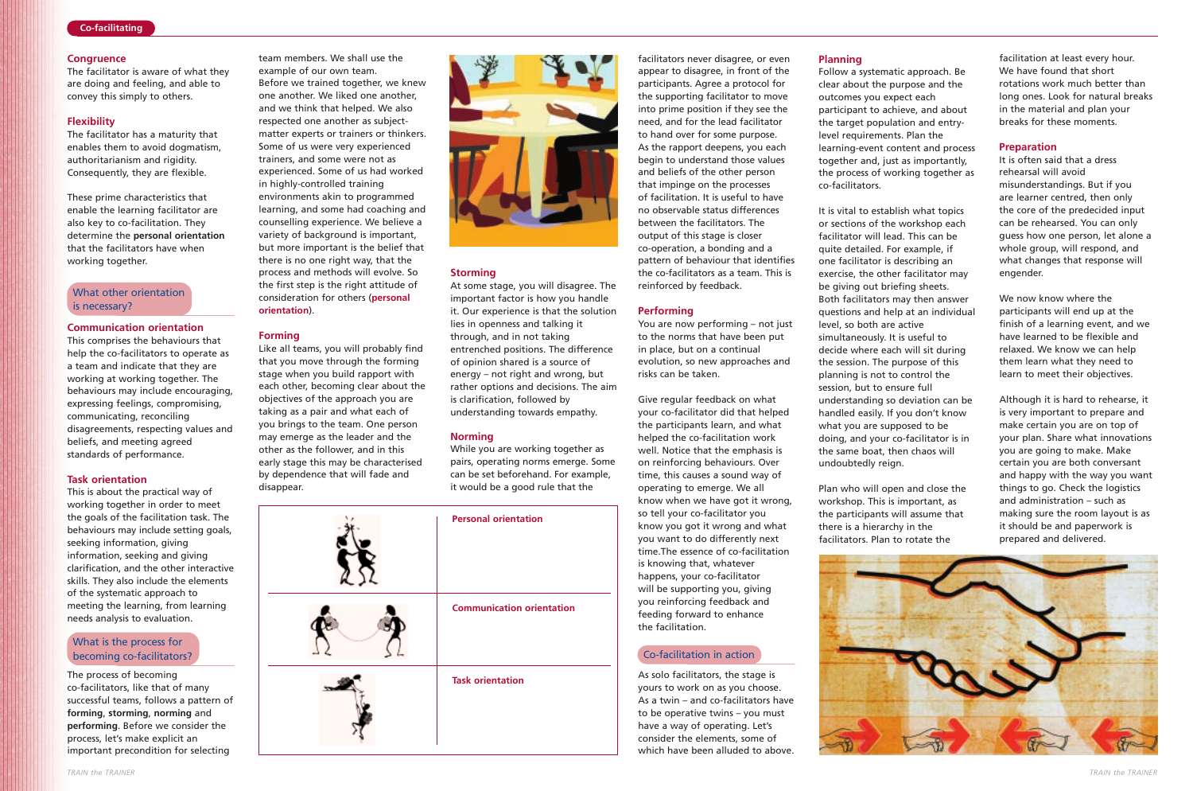## Congruence

The facilitator is aware of what they are doing and feeling, and able to convey this simply to others.

## Flexibility

The facilitator has a maturity that enables them to avoid dogmatism, authoritarianism and rigidity. Consequently, they are flexible.

These prime characteristics that enable the learning facilitator are also key to co-facilitation. They determine the **personal orientation** that the facilitators have when working together.

## What other orientation is necessary?

### Communication orientation

This comprises the behaviours that help the co-facilitators to operate as a team and indicate that they are working at working together. The behaviours may include encouraging, expressing feelings, compromising, communicating, reconciling disagreements, respecting values and beliefs, and meeting agreed standards of performance.

### Task orientation

This is about the practical way of working together in order to meet the goals of the facilitation task. The behaviours may include setting goals, giving information, seeking information, seeking and giving clarification, and the other interactive skills. They also include the elements of the systematic approach to meeting the learning, from learning needs analysis to evaluation.

## What is the process for becoming co-facilitators?

The process of becoming co-facilitators, like that of many successful teams, follows a pattern of **forming**, **storming**, **norming** and **performing**. Before we consider the process, let's make explicit an important precondition for selecting team members. We shall use the example of our own team.

Before we trained together, we knew one another. We liked one another, and we think that helped. We also respected one another as subject-matter experts or trainers or thinkers. Some of us were very experienced trainers, and some were not as experienced. Some of us had worked in highly-controlled training environments akin to programmed learning, and some had coaching and counselling experience. We believe a variety of background is important, but more important is the belief that there is no one right way, that the process and methods will evolve. So the first step is the right attitude of consideration for others (**personal orientation**).

| | |
|---|---|
| | **Personal orientation** |
| | **Communication orientation** |
| | **Task orientation** |

### Forming

Like all teams, you will probably find that you move through the forming stage when you build rapport with each other, becoming clear about the objectives of the approach you are taking as a pair and what each of you brings to the team. One person may emerge as the leader and the other as the follower, and in this early stage this may be characterised by dependence that will fade and disappear.

### Storming

At some stage, you will disagree. The important factor is how you handle it. Our experience is that the solution lies in openness and talking it through, and not taking entrenched positions. The difference of opinion shared is a source of energy – not right and wrong, but rather options and decisions. The aim is clarification, followed by understanding towards empathy.

### Norming

While you are working together as pairs, operating norms emerge. Some can be set beforehand. For example, it would be a good rule that the facilitators never disagree, or even appear to disagree, in front of the participants. Agree a protocol for the supporting facilitator to move into prime position if they see the need, and for the lead facilitator to hand over for some purpose.

As the rapport deepens, you each begin to understand those values and beliefs of the other person that impinge on the processes of facilitation. It is useful to have no observable status differences between the facilitators. The output of this stage is closer co-operation, a bonding and a pattern of behaviour that identifies the co-facilitators as a team. This is reinforced by feedback.

### Performing

You are now performing – not just to the norms that have been put in place, but on a continual evolution, so new approaches and risks can be taken.

Give regular feedback on what your co-facilitator did that helped the participants learn, and what helped the co-facilitation work well. Notice that the emphasis is on reinforcing behaviours. Over time, this causes a sound way of operating to emerge. We all know when we have got it wrong, so tell your co-facilitator you know you got it wrong and what you want to do differently next time.The essence of co-facilitation is knowing that, whatever happens, your co-facilitator will be supporting you, giving you reinforcing feedback and feeding forward to enhance the facilitation.

## Co-facilitation in action

As solo facilitators, the stage is yours to work on as you choose. As a twin – and co-facilitators have to be operative twins – you must have a way of operating. Let's consider the elements, some of which have been alluded to above.

### Planning

Follow a systematic approach. Be clear about the purpose and the outcomes you expect each participant to achieve, and about the target population and entry-level requirements. Plan the learning-event content and process together and, just as importantly, the process of working together as co-facilitators.

It is vital to establish what topics or sections of the workshop each facilitator will lead. This can be quite detailed. For example, if one facilitator is describing an exercise, the other facilitator may be giving out briefing sheets. Both facilitators may then answer questions and help at an individual level, so both are active simultaneously. It is useful to decide where each will sit during the session. The purpose of this planning is not to control the session, but to ensure full understanding so deviation can be handled easily. If you don't know what you are supposed to be doing, and your co-facilitator is in the same boat, then chaos will undoubtedly reign.

Plan who will open and close the workshop. This is important, as the participants will assume that there is a hierarchy in the facilitators. Plan to rotate the facilitation at least every hour. We have found that short rotations work much better than long ones. Look for natural breaks in the material and plan your breaks for these moments.

### Preparation

It is often said that a dress rehearsal will avoid misunderstandings. But if you are learner centred, then only the core of the predecided input can be rehearsed. You can only guess how one person, let alone a whole group, will respond, and what changes that response will engender.

We now know where the participants will end up at the finish of a learning event, and we have learned to be flexible and relaxed. We know we can help them learn what they need to learn to meet their objectives.

Although it is hard to rehearse, it is very important to prepare and make certain you are on top of your plan. Share what innovations you are going to make. Make certain you are both conversant and happy with the way you want things to go. Check the logistics and administration – such as making sure the room layout is as it should be and paperwork is prepared and delivered.